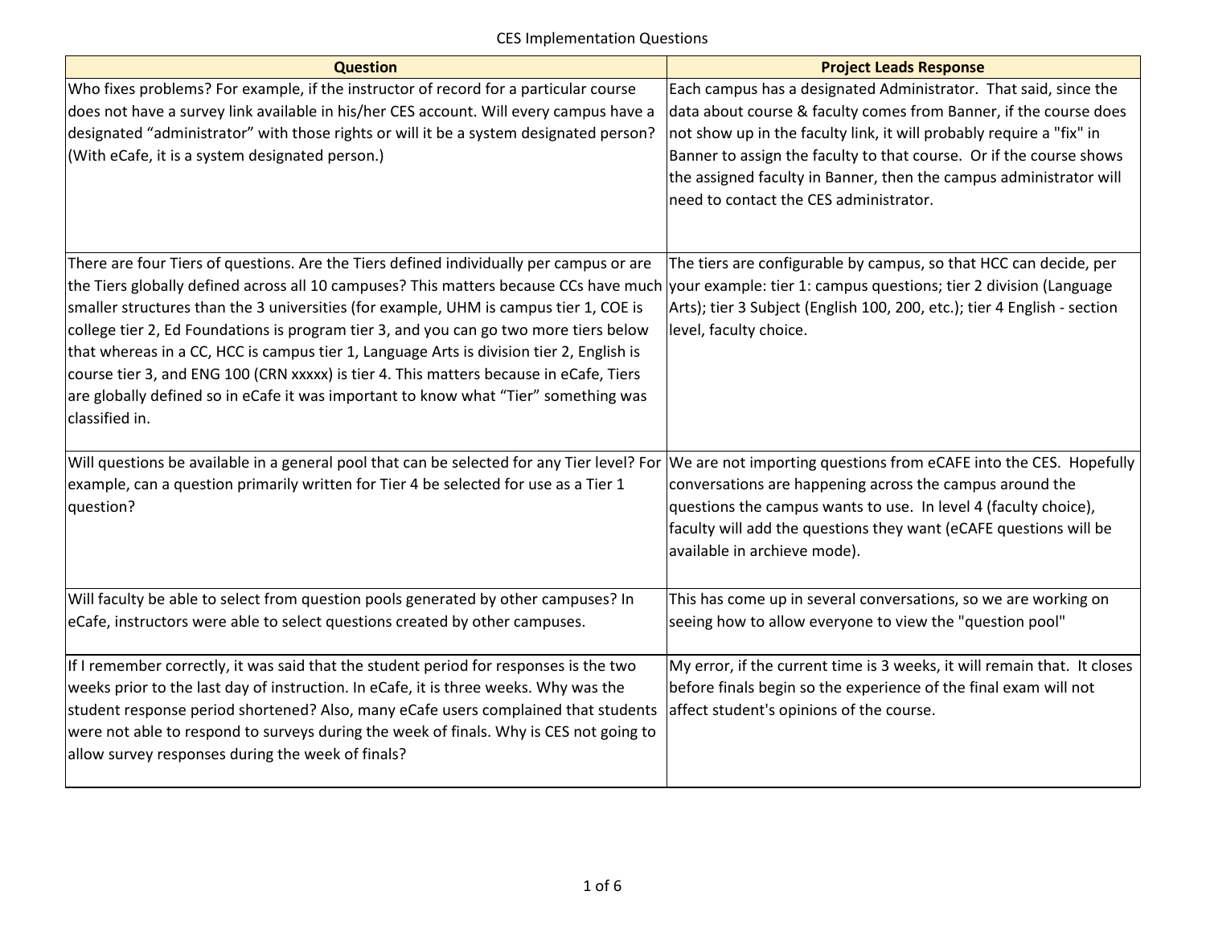# CES Implementation Questions

| Question | Project Leads Response |
|---|---|
| Who fixes problems? For example, if the instructor of record for a particular course does not have a survey link available in his/her CES account. Will every campus have a designated "administrator" with those rights or will it be a system designated person? (With eCafe, it is a system designated person.) | Each campus has a designated Administrator. That said, since the data about course & faculty comes from Banner, if the course does not show up in the faculty link, it will probably require a "fix" in Banner to assign the faculty to that course. Or if the course shows the assigned faculty in Banner, then the campus administrator will need to contact the CES administrator. |
| There are four Tiers of questions. Are the Tiers defined individually per campus or are the Tiers globally defined across all 10 campuses? This matters because CCs have much smaller structures than the 3 universities (for example, UHM is campus tier 1, COE is college tier 2, Ed Foundations is program tier 3, and you can go two more tiers below that whereas in a CC, HCC is campus tier 1, Language Arts is division tier 2, English is course tier 3, and ENG 100 (CRN xxxxx) is tier 4. This matters because in eCafe, Tiers are globally defined so in eCafe it was important to know what "Tier" something was classified in. | The tiers are configurable by campus, so that HCC can decide, per your example: tier 1: campus questions; tier 2 division (Language Arts); tier 3 Subject (English 100, 200, etc.); tier 4 English - section level, faculty choice. |
| Will questions be available in a general pool that can be selected for any Tier level? For example, can a question primarily written for Tier 4 be selected for use as a Tier 1 question? | We are not importing questions from eCAFE into the CES. Hopefully conversations are happening across the campus around the questions the campus wants to use. In level 4 (faculty choice), faculty will add the questions they want (eCAFE questions will be available in archieve mode). |
| Will faculty be able to select from question pools generated by other campuses? In eCafe, instructors were able to select questions created by other campuses. | This has come up in several conversations, so we are working on seeing how to allow everyone to view the "question pool" |
| If I remember correctly, it was said that the student period for responses is the two weeks prior to the last day of instruction. In eCafe, it is three weeks. Why was the student response period shortened? Also, many eCafe users complained that students were not able to respond to surveys during the week of finals. Why is CES not going to allow survey responses during the week of finals? | My error, if the current time is 3 weeks, it will remain that. It closes before finals begin so the experience of the final exam will not affect student's opinions of the course. |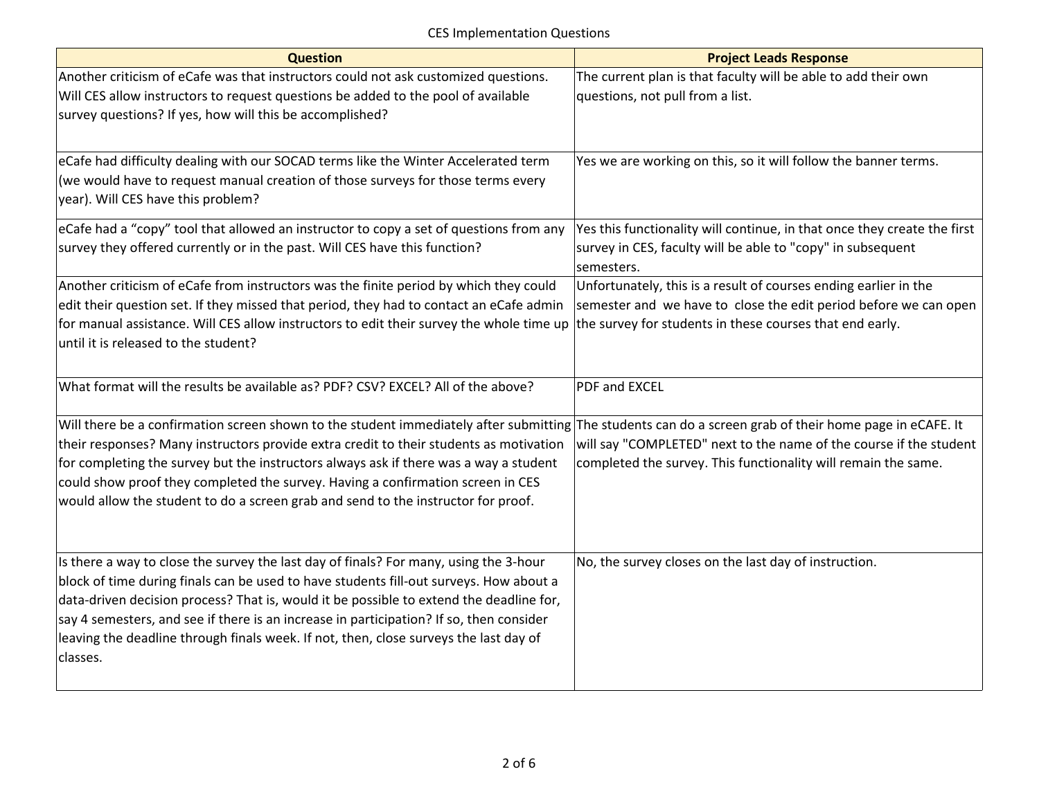| Question | Project Leads Response |
|---|---|
| Another criticism of eCafe was that instructors could not ask customized questions. Will CES allow instructors to request questions be added to the pool of available survey questions? If yes, how will this be accomplished? | The current plan is that faculty will be able to add their own questions, not pull from a list. |
| eCafe had difficulty dealing with our SOCAD terms like the Winter Accelerated term (we would have to request manual creation of those surveys for those terms every year). Will CES have this problem? | Yes we are working on this, so it will follow the banner terms. |
| eCafe had a "copy" tool that allowed an instructor to copy a set of questions from any survey they offered currently or in the past. Will CES have this function? | Yes this functionality will continue, in that once they create the first survey in CES, faculty will be able to "copy" in subsequent semesters. |
| Another criticism of eCafe from instructors was the finite period by which they could edit their question set. If they missed that period, they had to contact an eCafe admin for manual assistance. Will CES allow instructors to edit their survey the whole time up until it is released to the student? | Unfortunately, this is a result of courses ending earlier in the semester and we have to close the edit period before we can open the survey for students in these courses that end early. |
| What format will the results be available as? PDF? CSV? EXCEL? All of the above? | PDF and EXCEL |
| Will there be a confirmation screen shown to the student immediately after submitting their responses? Many instructors provide extra credit to their students as motivation for completing the survey but the instructors always ask if there was a way a student could show proof they completed the survey. Having a confirmation screen in CES would allow the student to do a screen grab and send to the instructor for proof. | The students can do a screen grab of their home page in eCAFE. It will say "COMPLETED" next to the name of the course if the student completed the survey. This functionality will remain the same. |
| Is there a way to close the survey the last day of finals? For many, using the 3-hour block of time during finals can be used to have students fill-out surveys. How about a data-driven decision process? That is, would it be possible to extend the deadline for, say 4 semesters, and see if there is an increase in participation? If so, then consider leaving the deadline through finals week. If not, then, close surveys the last day of classes. | No, the survey closes on the last day of instruction. |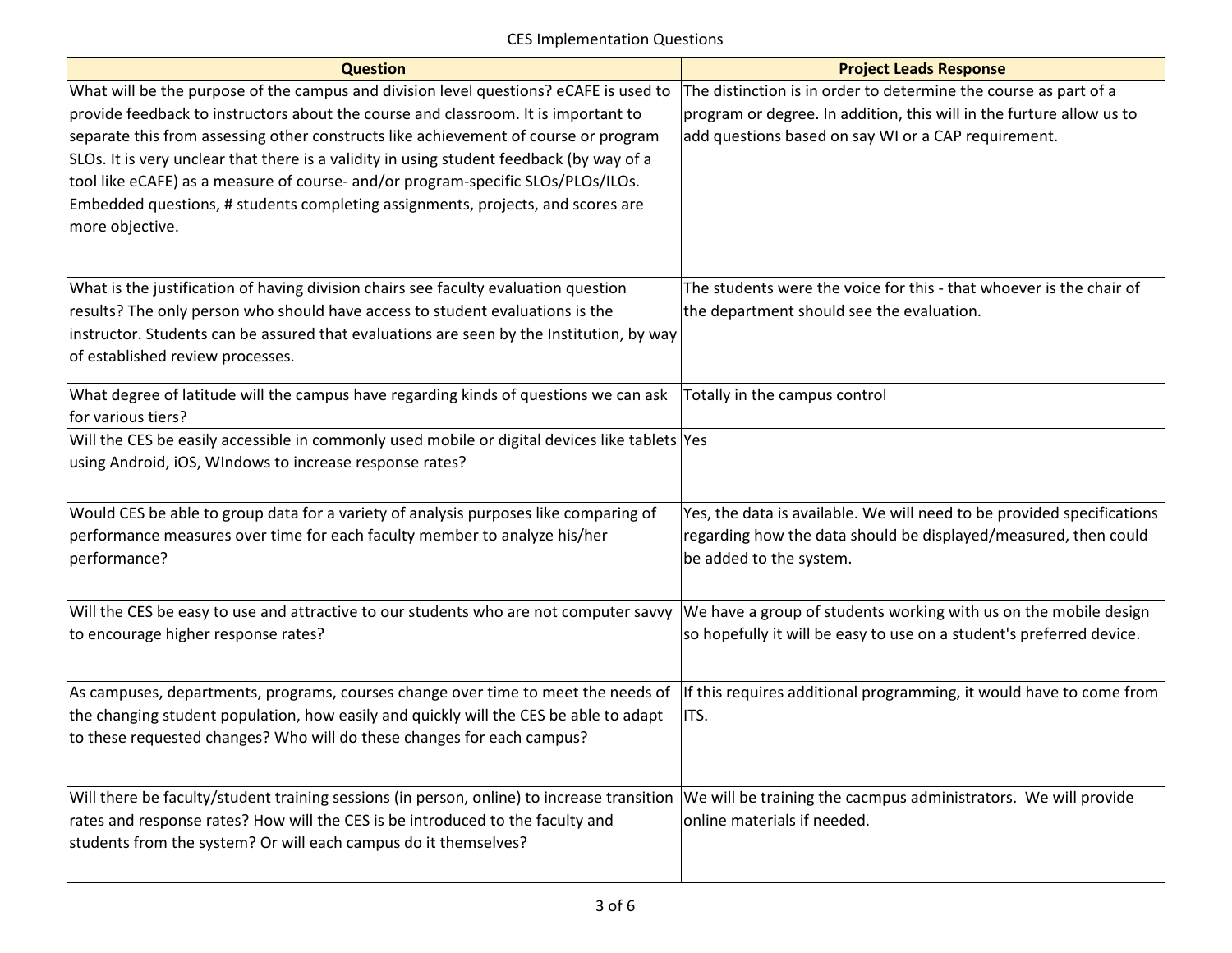| Question | Project Leads Response |
|---|---|
| What will be the purpose of the campus and division level questions? eCAFE is used to provide feedback to instructors about the course and classroom. It is important to separate this from assessing other constructs like achievement of course or program SLOs. It is very unclear that there is a validity in using student feedback (by way of a tool like eCAFE) as a measure of course- and/or program-specific SLOs/PLOs/ILOs. Embedded questions, # students completing assignments, projects, and scores are more objective. | The distinction is in order to determine the course as part of a program or degree. In addition, this will in the furture allow us to add questions based on say WI or a CAP requirement. |
| What is the justification of having division chairs see faculty evaluation question results? The only person who should have access to student evaluations is the instructor. Students can be assured that evaluations are seen by the Institution, by way of established review processes. | The students were the voice for this - that whoever is the chair of the department should see the evaluation. |
| What degree of latitude will the campus have regarding kinds of questions we can ask for various tiers? | Totally in the campus control |
| Will the CES be easily accessible in commonly used mobile or digital devices like tablets using Android, iOS, WIndows to increase response rates? | Yes |
| Would CES be able to group data for a variety of analysis purposes like comparing of performance measures over time for each faculty member to analyze his/her performance? | Yes, the data is available. We will need to be provided specifications regarding how the data should be displayed/measured, then could be added to the system. |
| Will the CES be easy to use and attractive to our students who are not computer savvy to encourage higher response rates? | We have a group of students working with us on the mobile design so hopefully it will be easy to use on a student's preferred device. |
| As campuses, departments, programs, courses change over time to meet the needs of the changing student population, how easily and quickly will the CES be able to adapt to these requested changes? Who will do these changes for each campus? | If this requires additional programming, it would have to come from ITS. |
| Will there be faculty/student training sessions (in person, online) to increase transition rates and response rates? How will the CES is be introduced to the faculty and students from the system? Or will each campus do it themselves? | We will be training the cacmpus administrators. We will provide online materials if needed. |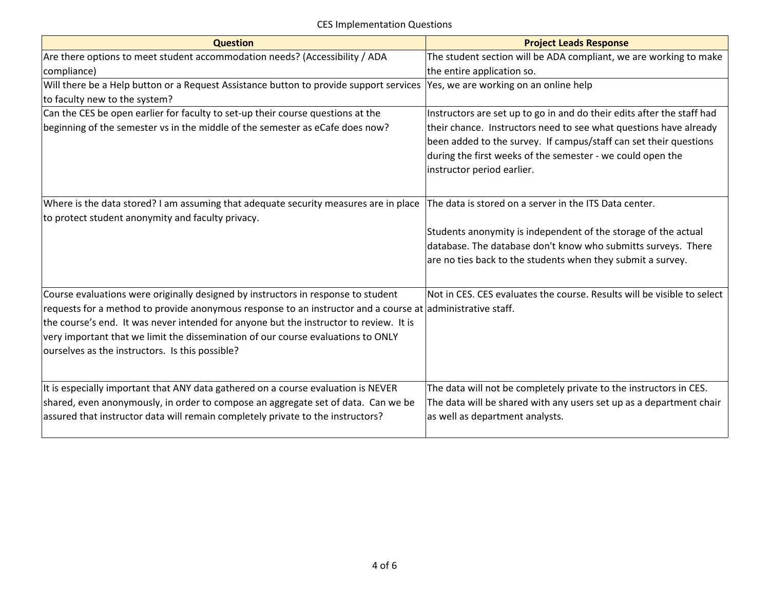CES Implementation Questions

| Question | Project Leads Response |
|---|---|
| Are there options to meet student accommodation needs? (Accessibility / ADA compliance) | The student section will be ADA compliant, we are working to make the entire application so. |
| Will there be a Help button or a Request Assistance button to provide support services to faculty new to the system? | Yes, we are working on an online help |
| Can the CES be open earlier for faculty to set-up their course questions at the beginning of the semester vs in the middle of the semester as eCafe does now? | Instructors are set up to go in and do their edits after the staff had their chance. Instructors need to see what questions have already been added to the survey. If campus/staff can set their questions during the first weeks of the semester - we could open the instructor period earlier. |
| Where is the data stored? I am assuming that adequate security measures are in place to protect student anonymity and faculty privacy. | The data is stored on a server in the ITS Data center.<br><br>Students anonymity is independent of the storage of the actual database. The database don't know who submitts surveys. There are no ties back to the students when they submit a survey. |
| Course evaluations were originally designed by instructors in response to student requests for a method to provide anonymous response to an instructor and a course at the course's end. It was never intended for anyone but the instructor to review. It is very important that we limit the dissemination of our course evaluations to ONLY ourselves as the instructors. Is this possible? | Not in CES. CES evaluates the course. Results will be visible to select administrative staff. |
| It is especially important that ANY data gathered on a course evaluation is NEVER shared, even anonymously, in order to compose an aggregate set of data. Can we be assured that instructor data will remain completely private to the instructors? | The data will not be completely private to the instructors in CES. The data will be shared with any users set up as a department chair as well as department analysts. |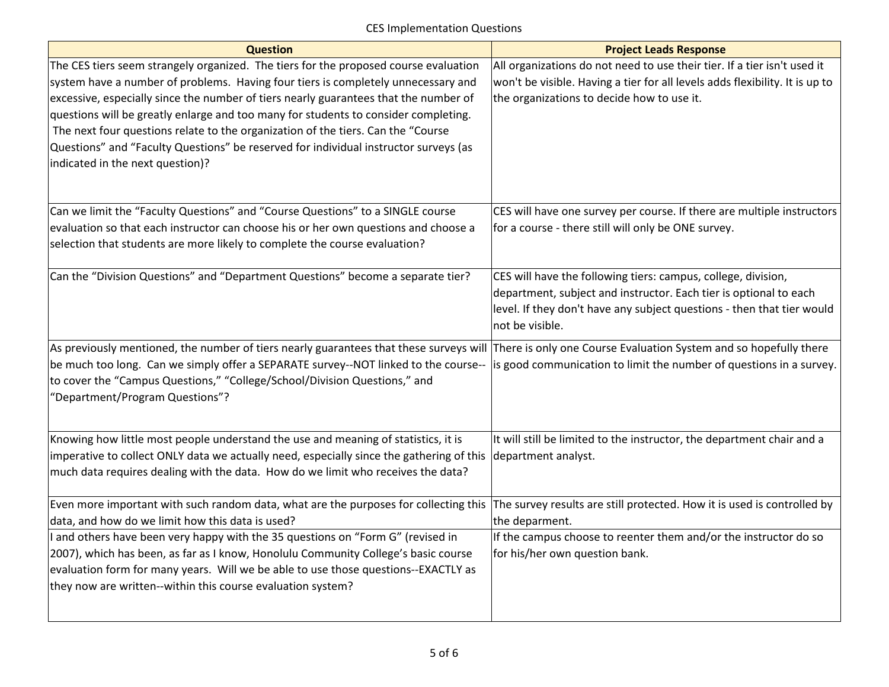| Question | Project Leads Response |
|---|---|
| The CES tiers seem strangely organized. The tiers for the proposed course evaluation system have a number of problems. Having four tiers is completely unnecessary and excessive, especially since the number of tiers nearly guarantees that the number of questions will be greatly enlarge and too many for students to consider completing. The next four questions relate to the organization of the tiers. Can the "Course Questions" and "Faculty Questions" be reserved for individual instructor surveys (as indicated in the next question)? | All organizations do not need to use their tier. If a tier isn't used it won't be visible. Having a tier for all levels adds flexibility. It is up to the organizations to decide how to use it. |
| Can we limit the "Faculty Questions" and "Course Questions" to a SINGLE course evaluation so that each instructor can choose his or her own questions and choose a selection that students are more likely to complete the course evaluation? | CES will have one survey per course. If there are multiple instructors for a course - there still will only be ONE survey. |
| Can the "Division Questions" and "Department Questions" become a separate tier? | CES will have the following tiers: campus, college, division, department, subject and instructor. Each tier is optional to each level. If they don't have any subject questions - then that tier would not be visible. |
| As previously mentioned, the number of tiers nearly guarantees that these surveys will be much too long. Can we simply offer a SEPARATE survey--NOT linked to the course--to cover the "Campus Questions," "College/School/Division Questions," and "Department/Program Questions"? | There is only one Course Evaluation System and so hopefully there is good communication to limit the number of questions in a survey. |
| Knowing how little most people understand the use and meaning of statistics, it is imperative to collect ONLY data we actually need, especially since the gathering of this much data requires dealing with the data. How do we limit who receives the data? | It will still be limited to the instructor, the department chair and a department analyst. |
| Even more important with such random data, what are the purposes for collecting this data, and how do we limit how this data is used? | The survey results are still protected. How it is used is controlled by the deparment. |
| I and others have been very happy with the 35 questions on "Form G" (revised in 2007), which has been, as far as I know, Honolulu Community College's basic course evaluation form for many years. Will we be able to use those questions--EXACTLY as they now are written--within this course evaluation system? | If the campus choose to reenter them and/or the instructor do so for his/her own question bank. |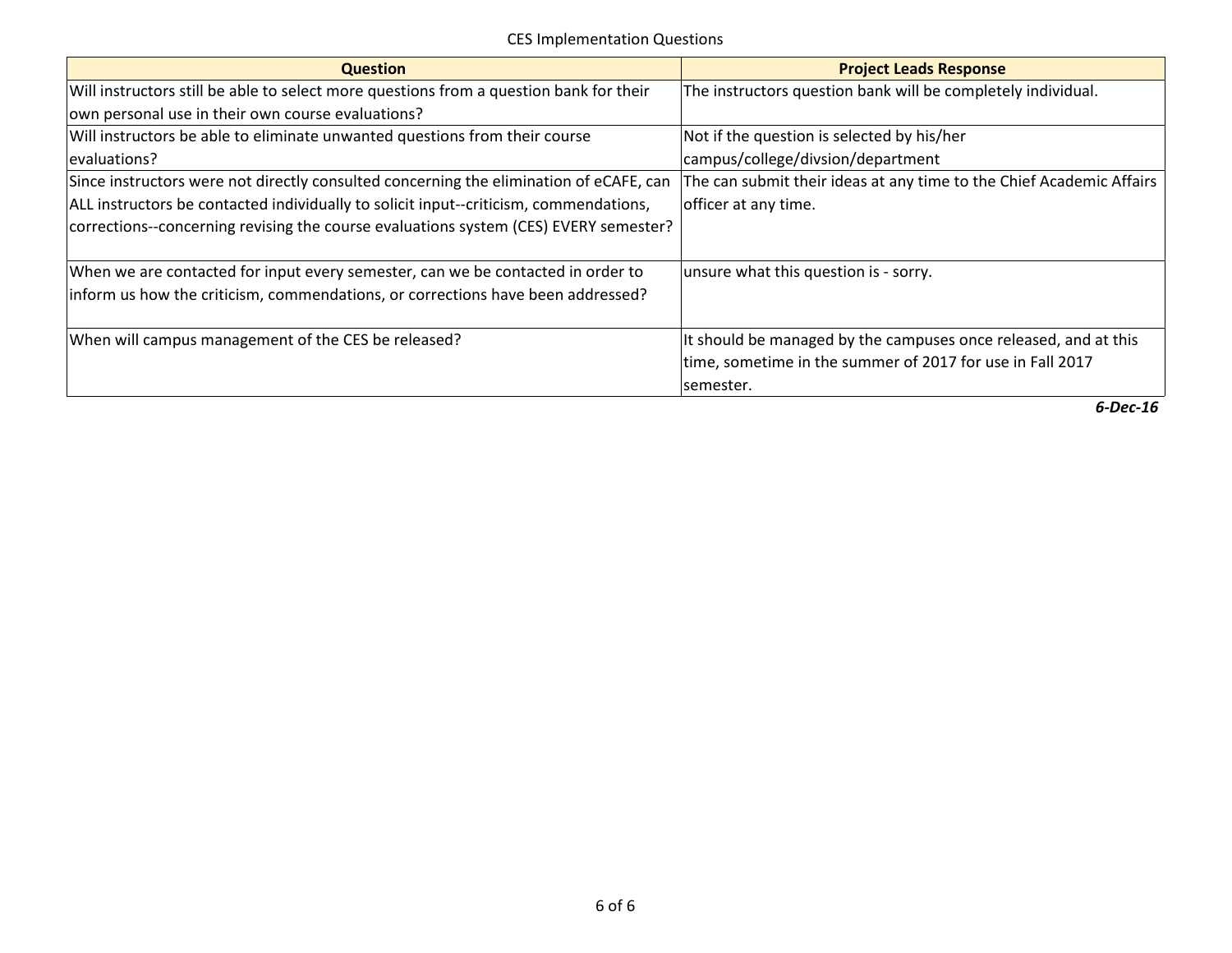| Question | Project Leads Response |
| --- | --- |
| Will instructors still be able to select more questions from a question bank for their own personal use in their own course evaluations? | The instructors question bank will be completely individual. |
| Will instructors be able to eliminate unwanted questions from their course evaluations? | Not if the question is selected by his/her campus/college/divsion/department |
| Since instructors were not directly consulted concerning the elimination of eCAFE, can ALL instructors be contacted individually to solicit input--criticism, commendations, corrections--concerning revising the course evaluations system (CES) EVERY semester? | The can submit their ideas at any time to the Chief Academic Affairs officer at any time. |
| When we are contacted for input every semester, can we be contacted in order to inform us how the criticism, commendations, or corrections have been addressed? | unsure what this question is - sorry. |
| When will campus management of the CES be released? | It should be managed by the campuses once released, and at this time, sometime in the summer of 2017 for use in Fall 2017 semester. |

***6-Dec-16***